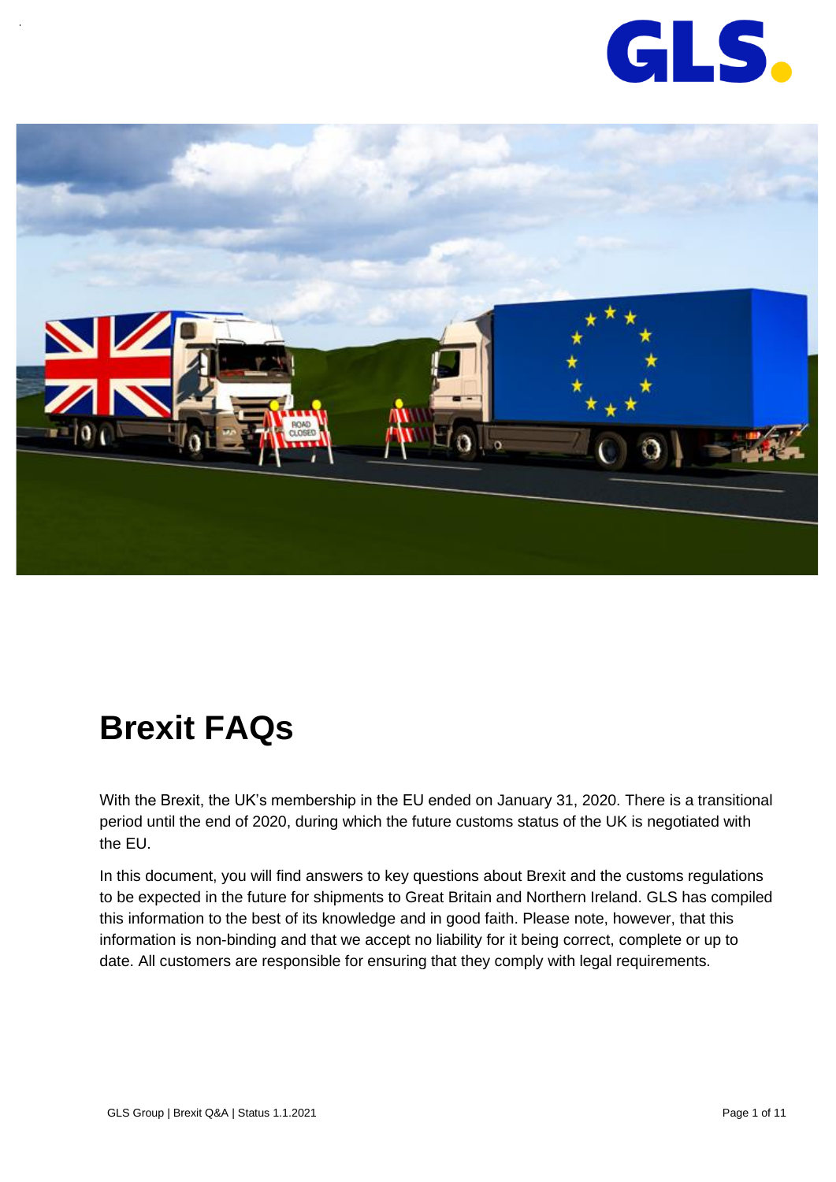# Brexit FAQs

With the Brexit, the UK's membership in the EU ended on January 31, 2020. There is a transitional period until the end of 2020, during which the future customs status of the UK is negotiated with the EU.

In this document, you will find answers to key questions about Brexit and the customs regulations to be expected in the future for shipments to Great Britain and Northern Ireland. GLS has compiled this information to the best of its knowledge and in good faith. Please note, however, that this information is non-binding and that we accept no liability for it being correct, complete or up to date. All customers are responsible for ensuring that they comply with legal requirements.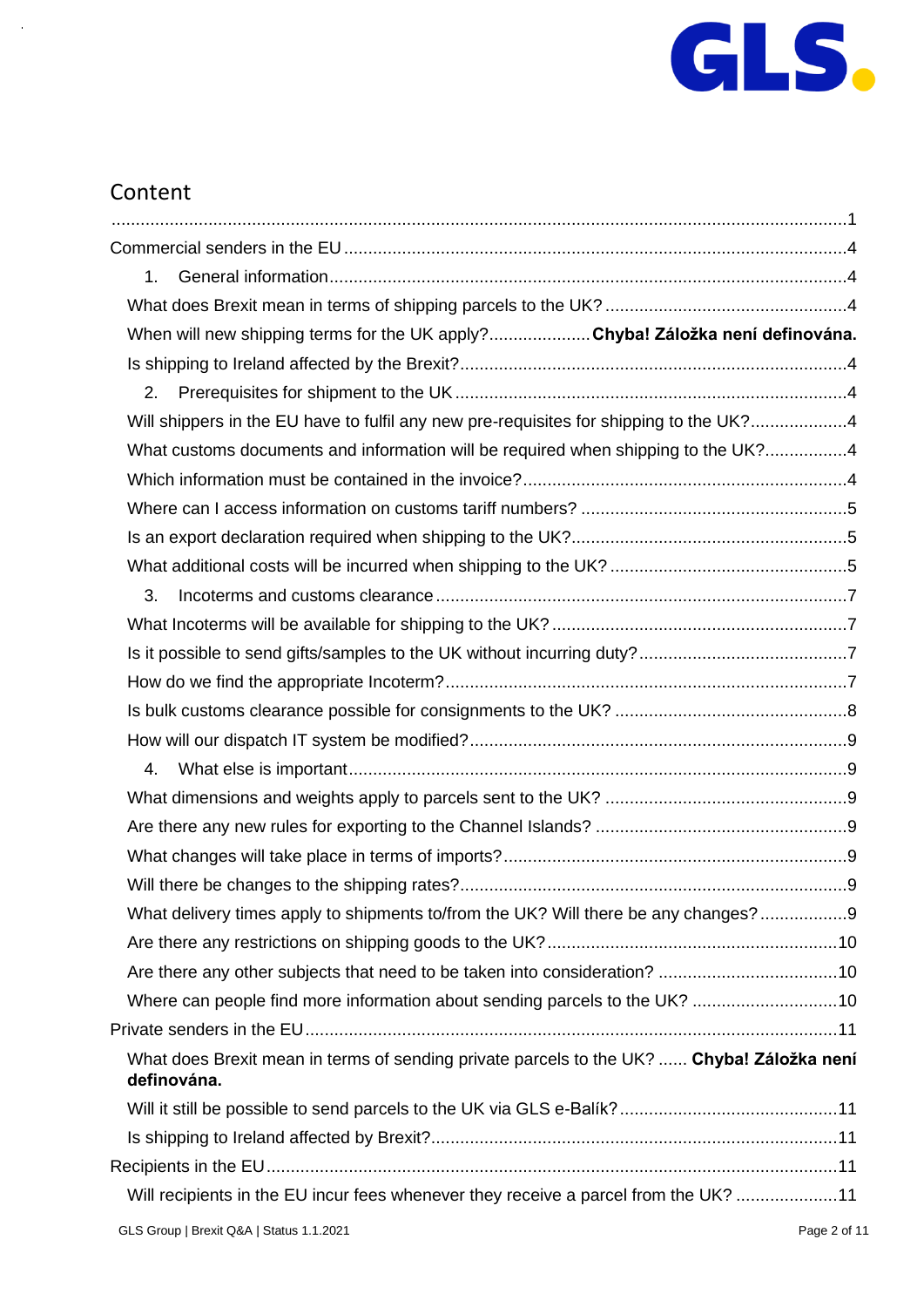## Content

........................................................................................................................................... 1

Commercial senders in the EU ........................................................................................ 4

1. General information ................................................................................................ 4

What does Brexit mean in terms of shipping parcels to the UK? ..................................... 4

When will new shipping terms for the UK apply? ..................... **Chyba! Záložka není definována.**

Is shipping to Ireland affected by the Brexit? ................................................................. 4

2. Prerequisites for shipment to the UK ........................................................................ 4

Will shippers in the EU have to fulfil any new pre-requisites for shipping to the UK? .................... 4

What customs documents and information will be required when shipping to the UK? ................. 4

Which information must be contained in the invoice? ........................................................ 4

Where can I access information on customs tariff numbers? ............................................. 5

Is an export declaration required when shipping to the UK? ............................................... 5

What additional costs will be incurred when shipping to the UK? ......................................... 5

3. Incoterms and customs clearance ............................................................................ 7

What Incoterms will be available for shipping to the UK? ................................................... 7

Is it possible to send gifts/samples to the UK without incurring duty? ................................... 7

How do we find the appropriate Incoterm? ....................................................................... 7

Is bulk customs clearance possible for consignments to the UK? ........................................ 8

How will our dispatch IT system be modified? ................................................................... 9

4. What else is important ............................................................................................. 9

What dimensions and weights apply to parcels sent to the UK? .......................................... 9

Are there any new rules for exporting to the Channel Islands? ........................................... 9

What changes will take place in terms of imports? ............................................................ 9

Will there be changes to the shipping rates? ..................................................................... 9

What delivery times apply to shipments to/from the UK? Will there be any changes? .................. 9

Are there any restrictions on shipping goods to the UK? .................................................... 10

Are there any other subjects that need to be taken into consideration? ................................ 10

Where can people find more information about sending parcels to the UK? .......................... 10

Private senders in the EU ................................................................................................ 11

What does Brexit mean in terms of sending private parcels to the UK? ...... **Chyba! Záložka není definována.**

Will it still be possible to send parcels to the UK via GLS e-Balík? ....................................... 11

Is shipping to Ireland affected by Brexit? .......................................................................... 11

Recipients in the EU ........................................................................................................ 11

Will recipients in the EU incur fees whenever they receive a parcel from the UK? ...................... 11

GLS Group | Brexit Q&A | Status 1.1.2021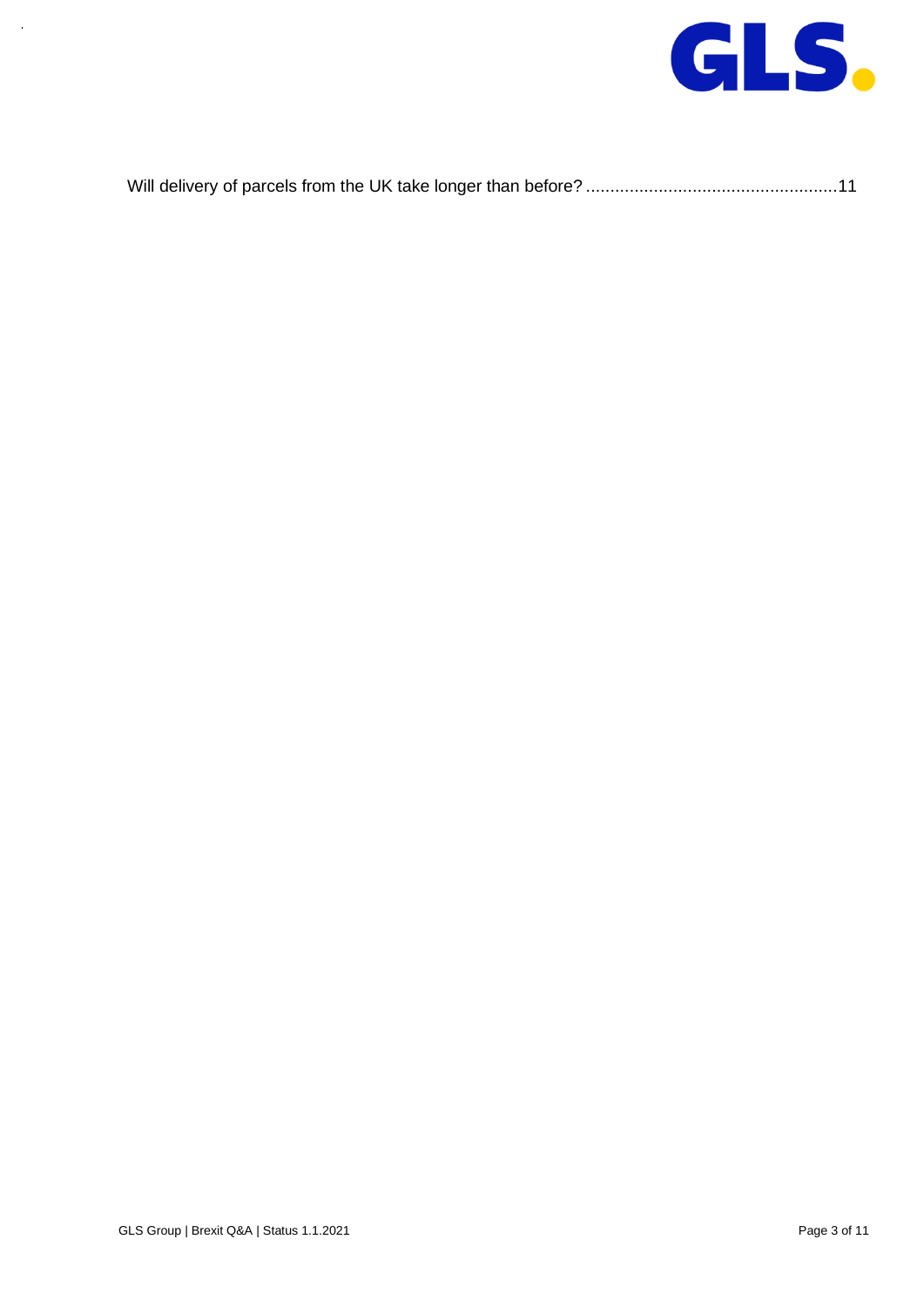Will delivery of parcels from the UK take longer than before? ....................................................11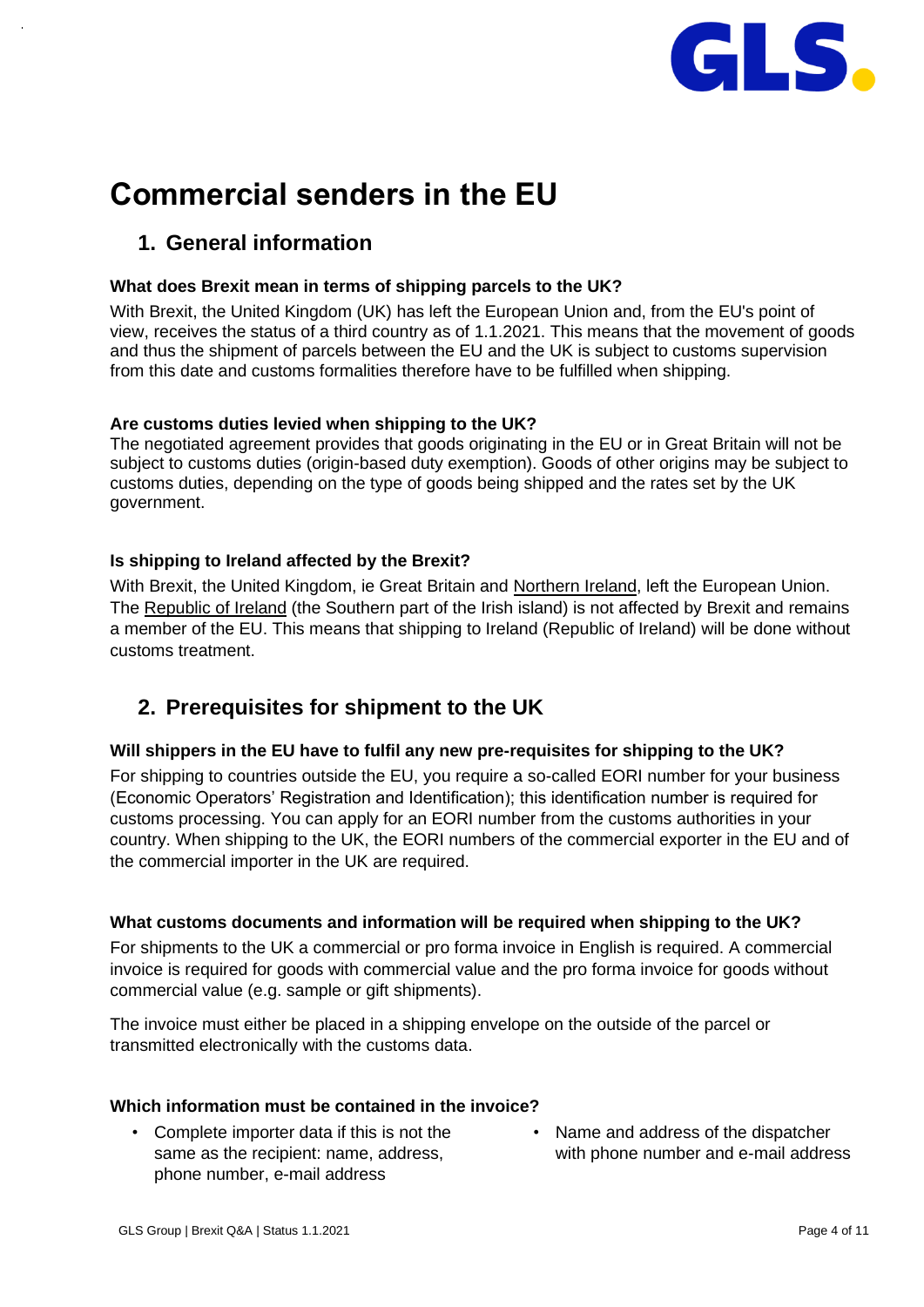# Commercial senders in the EU

## 1. General information

**What does Brexit mean in terms of shipping parcels to the UK?**

With Brexit, the United Kingdom (UK) has left the European Union and, from the EU's point of view, receives the status of a third country as of 1.1.2021. This means that the movement of goods and thus the shipment of parcels between the EU and the UK is subject to customs supervision from this date and customs formalities therefore have to be fulfilled when shipping.

**Are customs duties levied when shipping to the UK?**

The negotiated agreement provides that goods originating in the EU or in Great Britain will not be subject to customs duties (origin-based duty exemption). Goods of other origins may be subject to customs duties, depending on the type of goods being shipped and the rates set by the UK government.

**Is shipping to Ireland affected by the Brexit?**

With Brexit, the United Kingdom, ie Great Britain and Northern Ireland, left the European Union. The Republic of Ireland (the Southern part of the Irish island) is not affected by Brexit and remains a member of the EU. This means that shipping to Ireland (Republic of Ireland) will be done without customs treatment.

## 2. Prerequisites for shipment to the UK

**Will shippers in the EU have to fulfil any new pre-requisites for shipping to the UK?**

For shipping to countries outside the EU, you require a so-called EORI number for your business (Economic Operators' Registration and Identification); this identification number is required for customs processing. You can apply for an EORI number from the customs authorities in your country. When shipping to the UK, the EORI numbers of the commercial exporter in the EU and of the commercial importer in the UK are required.

**What customs documents and information will be required when shipping to the UK?**

For shipments to the UK a commercial or pro forma invoice in English is required. A commercial invoice is required for goods with commercial value and the pro forma invoice for goods without commercial value (e.g. sample or gift shipments).

The invoice must either be placed in a shipping envelope on the outside of the parcel or transmitted electronically with the customs data.

**Which information must be contained in the invoice?**

- Complete importer data if this is not the same as the recipient: name, address, phone number, e-mail address
- Name and address of the dispatcher with phone number and e-mail address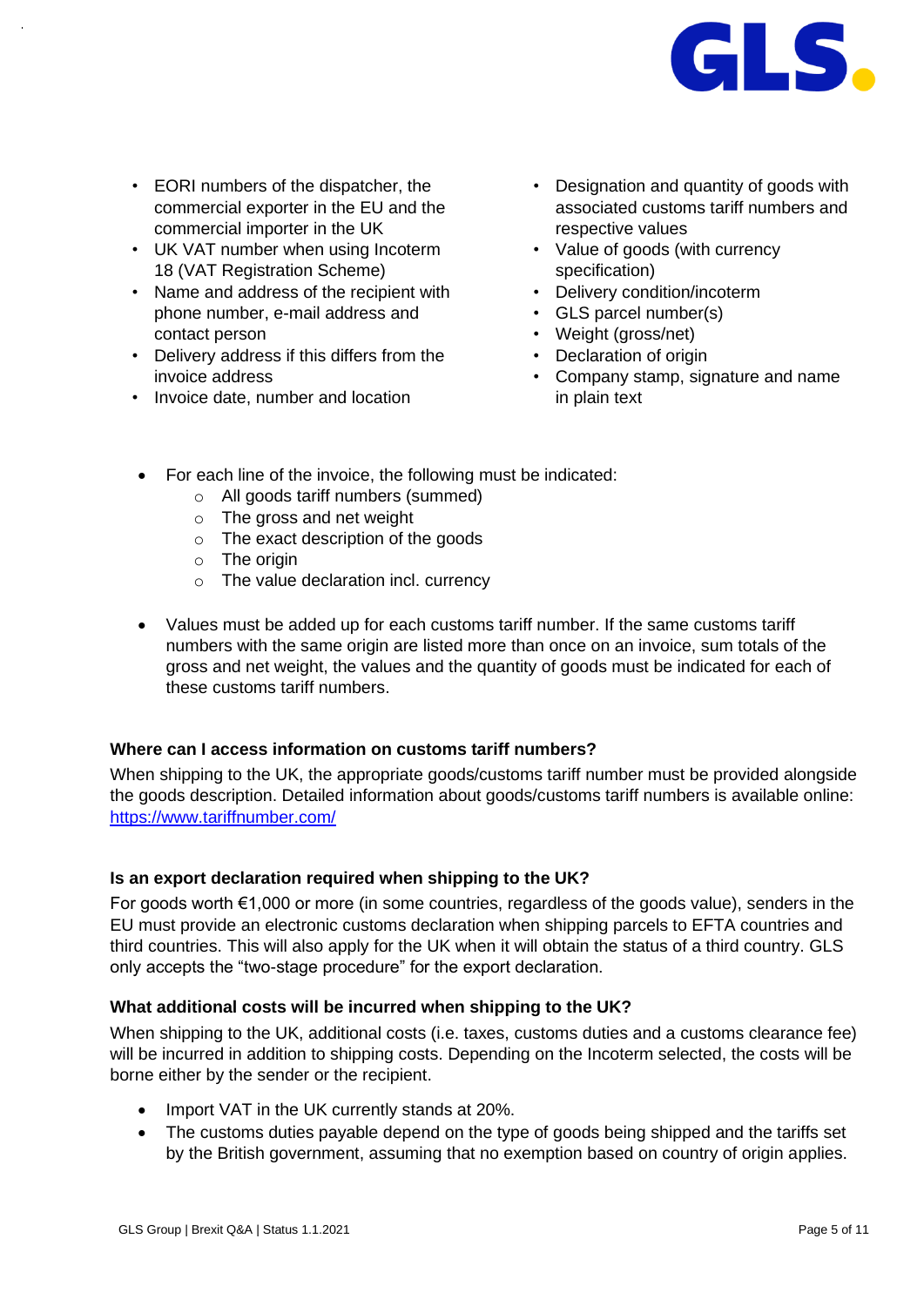- EORI numbers of the dispatcher, the commercial exporter in the EU and the commercial importer in the UK
- UK VAT number when using Incoterm 18 (VAT Registration Scheme)
- Name and address of the recipient with phone number, e-mail address and contact person
- Delivery address if this differs from the invoice address
- Invoice date, number and location
- Designation and quantity of goods with associated customs tariff numbers and respective values
- Value of goods (with currency specification)
- Delivery condition/incoterm
- GLS parcel number(s)
- Weight (gross/net)
- Declaration of origin
- Company stamp, signature and name in plain text

- For each line of the invoice, the following must be indicated:
  - All goods tariff numbers (summed)
  - The gross and net weight
  - The exact description of the goods
  - The origin
  - The value declaration incl. currency

- Values must be added up for each customs tariff number. If the same customs tariff numbers with the same origin are listed more than once on an invoice, sum totals of the gross and net weight, the values and the quantity of goods must be indicated for each of these customs tariff numbers.

**Where can I access information on customs tariff numbers?**

When shipping to the UK, the appropriate goods/customs tariff number must be provided alongside the goods description. Detailed information about goods/customs tariff numbers is available online: https://www.tariffnumber.com/

**Is an export declaration required when shipping to the UK?**

For goods worth €1,000 or more (in some countries, regardless of the goods value), senders in the EU must provide an electronic customs declaration when shipping parcels to EFTA countries and third countries. This will also apply for the UK when it will obtain the status of a third country. GLS only accepts the "two-stage procedure" for the export declaration.

**What additional costs will be incurred when shipping to the UK?**

When shipping to the UK, additional costs (i.e. taxes, customs duties and a customs clearance fee) will be incurred in addition to shipping costs. Depending on the Incoterm selected, the costs will be borne either by the sender or the recipient.

- Import VAT in the UK currently stands at 20%.
- The customs duties payable depend on the type of goods being shipped and the tariffs set by the British government, assuming that no exemption based on country of origin applies.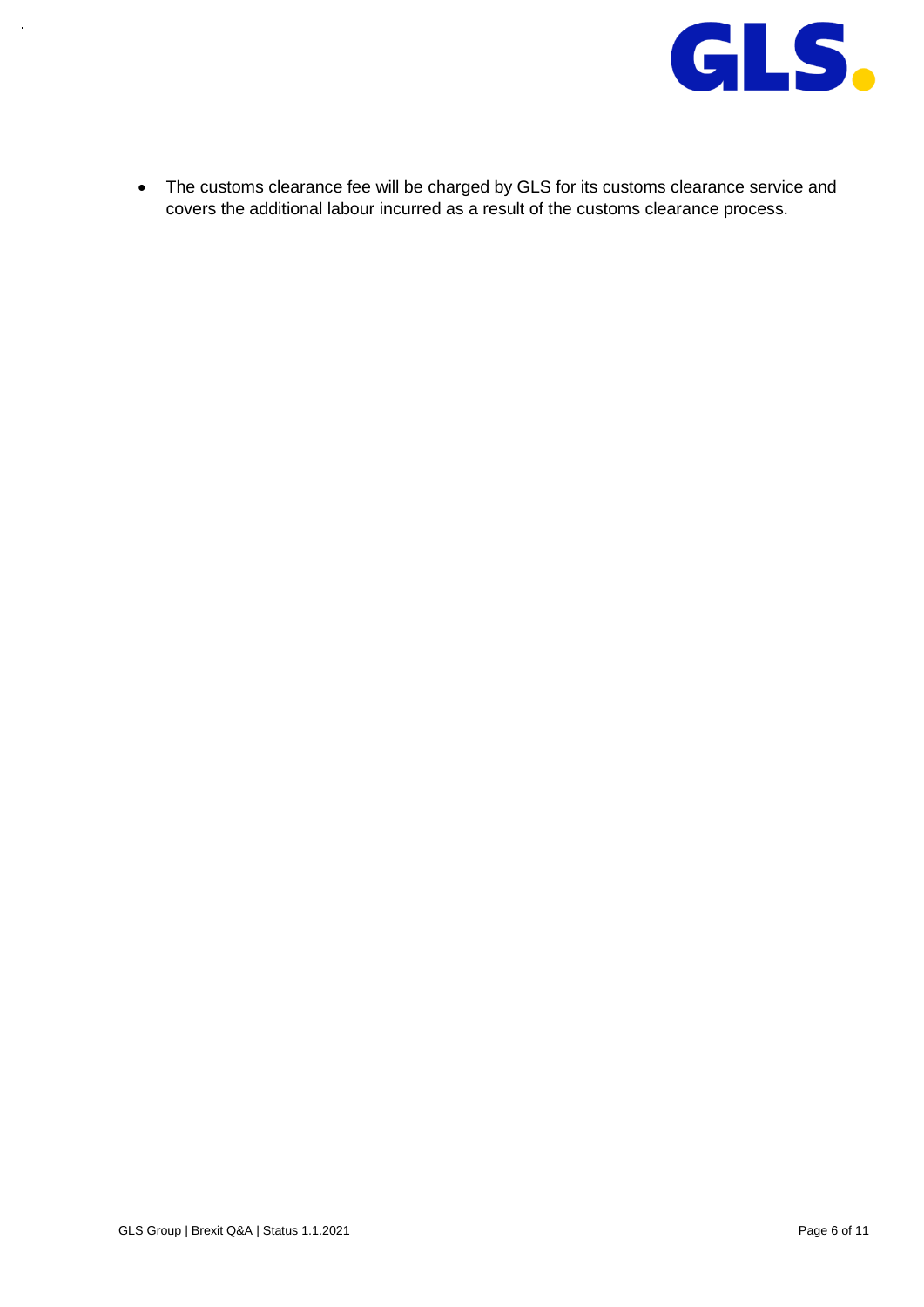- The customs clearance fee will be charged by GLS for its customs clearance service and covers the additional labour incurred as a result of the customs clearance process.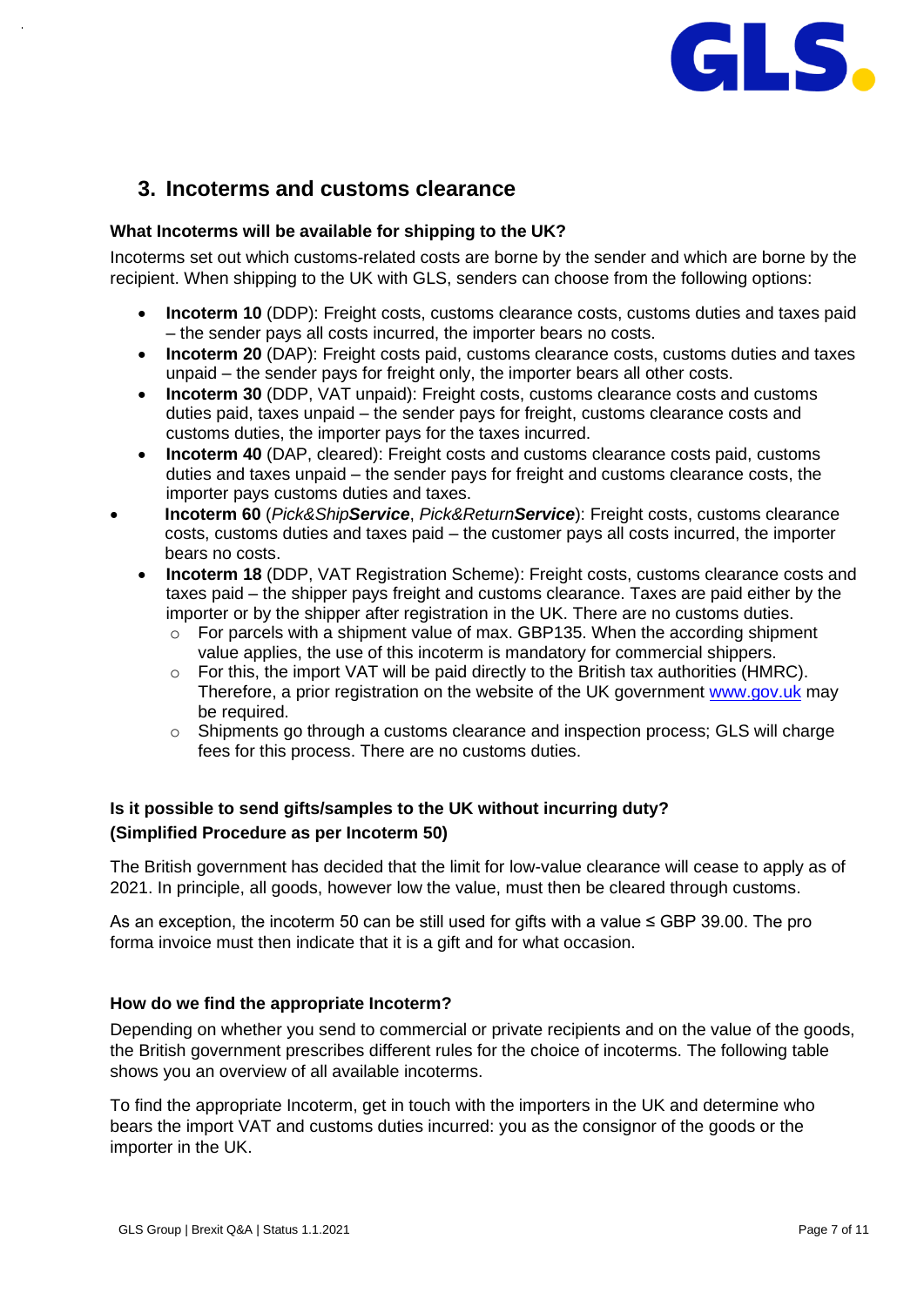## 3. Incoterms and customs clearance

**What Incoterms will be available for shipping to the UK?**

Incoterms set out which customs-related costs are borne by the sender and which are borne by the recipient. When shipping to the UK with GLS, senders can choose from the following options:

- **Incoterm 10** (DDP): Freight costs, customs clearance costs, customs duties and taxes paid – the sender pays all costs incurred, the importer bears no costs.
- **Incoterm 20** (DAP): Freight costs paid, customs clearance costs, customs duties and taxes unpaid – the sender pays for freight only, the importer bears all other costs.
- **Incoterm 30** (DDP, VAT unpaid): Freight costs, customs clearance costs and customs duties paid, taxes unpaid – the sender pays for freight, customs clearance costs and customs duties, the importer pays for the taxes incurred.
- **Incoterm 40** (DAP, cleared): Freight costs and customs clearance costs paid, customs duties and taxes unpaid – the sender pays for freight and customs clearance costs, the importer pays customs duties and taxes.
- **Incoterm 60** (*Pick&Ship**Service***, *Pick&Return**Service***): Freight costs, customs clearance costs, customs duties and taxes paid – the customer pays all costs incurred, the importer bears no costs.
- **Incoterm 18** (DDP, VAT Registration Scheme): Freight costs, customs clearance costs and taxes paid – the shipper pays freight and customs clearance. Taxes are paid either by the importer or by the shipper after registration in the UK. There are no customs duties.
  - For parcels with a shipment value of max. GBP135. When the according shipment value applies, the use of this incoterm is mandatory for commercial shippers.
  - For this, the import VAT will be paid directly to the British tax authorities (HMRC). Therefore, a prior registration on the website of the UK government [www.gov.uk](http://www.gov.uk) may be required.
  - Shipments go through a customs clearance and inspection process; GLS will charge fees for this process. There are no customs duties.

**Is it possible to send gifts/samples to the UK without incurring duty? (Simplified Procedure as per Incoterm 50)**

The British government has decided that the limit for low-value clearance will cease to apply as of 2021. In principle, all goods, however low the value, must then be cleared through customs.

As an exception, the incoterm 50 can be still used for gifts with a value ≤ GBP 39.00. The pro forma invoice must then indicate that it is a gift and for what occasion.

**How do we find the appropriate Incoterm?**

Depending on whether you send to commercial or private recipients and on the value of the goods, the British government prescribes different rules for the choice of incoterms. The following table shows you an overview of all available incoterms.

To find the appropriate Incoterm, get in touch with the importers in the UK and determine who bears the import VAT and customs duties incurred: you as the consignor of the goods or the importer in the UK.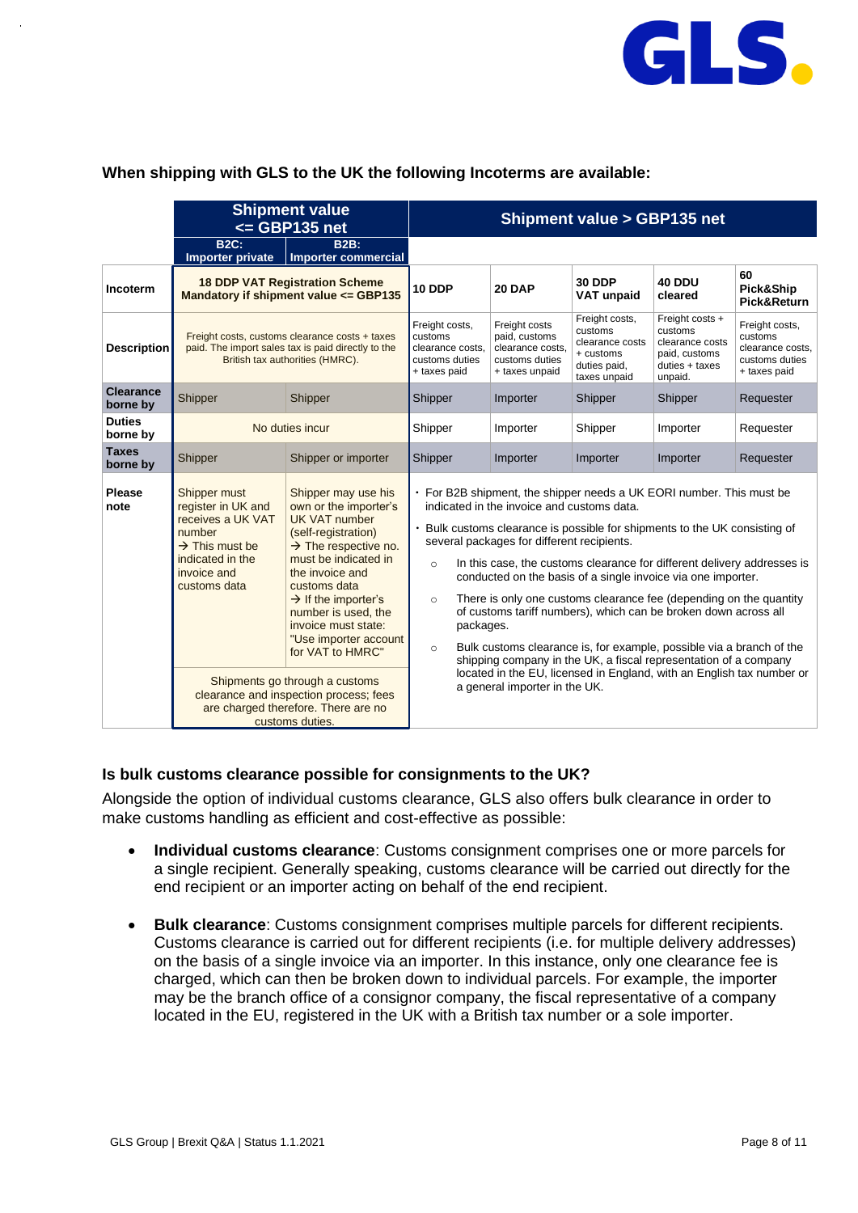**When shipping with GLS to the UK the following Incoterms are available:**

| | Shipment value <= GBP135 net | | Shipment value > GBP135 net | | | | |
|---|---|---|---|---|---|---|---|
| | B2C: Importer private | B2B: Importer commercial | | | | | |
| **Incoterm** | **18 DDP VAT Registration Scheme Mandatory if shipment value <= GBP135** | | **10 DDP** | **20 DAP** | **30 DDP VAT unpaid** | **40 DDU cleared** | **60 Pick&Ship Pick&Return** |
| **Description** | Freight costs, customs clearance costs + taxes paid. The import sales tax is paid directly to the British tax authorities (HMRC). | | Freight costs, customs clearance costs, customs duties + taxes paid | Freight costs paid, customs clearance costs, customs duties + taxes unpaid | Freight costs, customs clearance costs + customs duties paid, taxes unpaid | Freight costs + customs clearance costs paid, customs duties + taxes unpaid. | Freight costs, customs clearance costs, customs duties + taxes paid |
| **Clearance borne by** | Shipper | Shipper | Shipper | Importer | Shipper | Shipper | Requester |
| **Duties borne by** | No duties incur | | Shipper | Importer | Shipper | Importer | Requester |
| **Taxes borne by** | Shipper | Shipper or importer | Shipper | Importer | Importer | Importer | Requester |
| **Please note** | Shipper must register in UK and receives a UK VAT number → This must be indicated in the invoice and customs data | Shipper may use his own or the importer's UK VAT number (self-registration) → The respective no. must be indicated in the invoice and customs data → If the importer's number is used, the invoice must state: "Use importer account for VAT to HMRC" | • For B2B shipment, the shipper needs a UK EORI number. This must be indicated in the invoice and customs data. • Bulk customs clearance is possible for shipments to the UK consisting of several packages for different recipients. ○ In this case, the customs clearance for different delivery addresses is conducted on the basis of a single invoice via one importer. ○ There is only one customs clearance fee (depending on the quantity of customs tariff numbers), which can be broken down across all packages. ○ Bulk customs clearance is, for example, possible via a branch of the shipping company in the UK, a fiscal representation of a company located in the EU, licensed in England, with an English tax number or a general importer in the UK. | | | | |
| | Shipments go through a customs clearance and inspection process; fees are charged therefore. There are no customs duties. | | | | | | |

**Is bulk customs clearance possible for consignments to the UK?**

Alongside the option of individual customs clearance, GLS also offers bulk clearance in order to make customs handling as efficient and cost-effective as possible:

- **Individual customs clearance**: Customs consignment comprises one or more parcels for a single recipient. Generally speaking, customs clearance will be carried out directly for the end recipient or an importer acting on behalf of the end recipient.

- **Bulk clearance**: Customs consignment comprises multiple parcels for different recipients. Customs clearance is carried out for different recipients (i.e. for multiple delivery addresses) on the basis of a single invoice via an importer. In this instance, only one clearance fee is charged, which can then be broken down to individual parcels. For example, the importer may be the branch office of a consignor company, the fiscal representative of a company located in the EU, registered in the UK with a British tax number or a sole importer.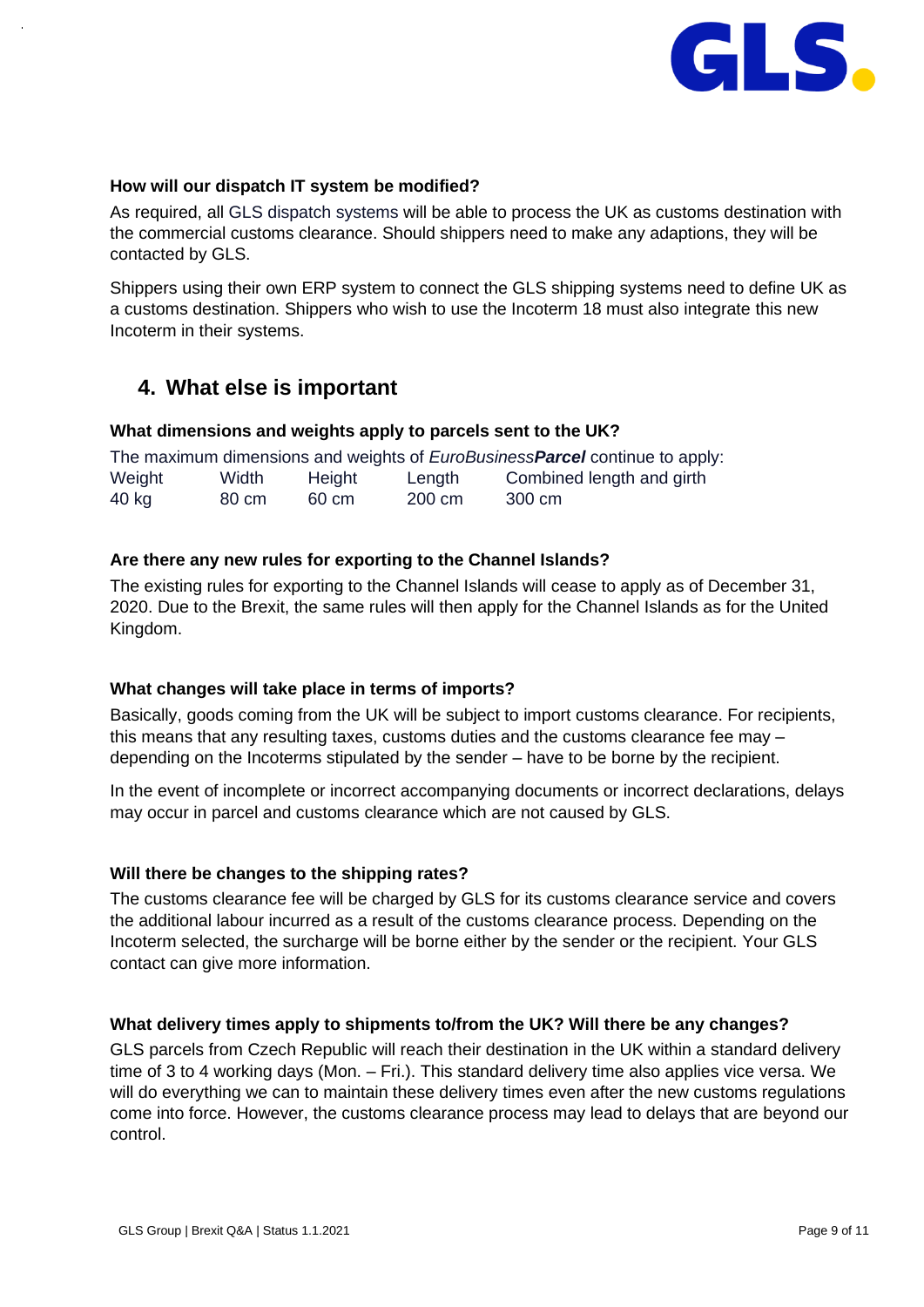**How will our dispatch IT system be modified?**

As required, all GLS dispatch systems will be able to process the UK as customs destination with the commercial customs clearance. Should shippers need to make any adaptions, they will be contacted by GLS.

Shippers using their own ERP system to connect the GLS shipping systems need to define UK as a customs destination. Shippers who wish to use the Incoterm 18 must also integrate this new Incoterm in their systems.

## 4. What else is important

**What dimensions and weights apply to parcels sent to the UK?**

The maximum dimensions and weights of *EuroBusiness**Parcel*** continue to apply:

| Weight | Width | Height | Length | Combined length and girth |
|---|---|---|---|---|
| 40 kg | 80 cm | 60 cm | 200 cm | 300 cm |

**Are there any new rules for exporting to the Channel Islands?**

The existing rules for exporting to the Channel Islands will cease to apply as of December 31, 2020. Due to the Brexit, the same rules will then apply for the Channel Islands as for the United Kingdom.

**What changes will take place in terms of imports?**

Basically, goods coming from the UK will be subject to import customs clearance. For recipients, this means that any resulting taxes, customs duties and the customs clearance fee may – depending on the Incoterms stipulated by the sender – have to be borne by the recipient.

In the event of incomplete or incorrect accompanying documents or incorrect declarations, delays may occur in parcel and customs clearance which are not caused by GLS.

**Will there be changes to the shipping rates?**

The customs clearance fee will be charged by GLS for its customs clearance service and covers the additional labour incurred as a result of the customs clearance process. Depending on the Incoterm selected, the surcharge will be borne either by the sender or the recipient. Your GLS contact can give more information.

**What delivery times apply to shipments to/from the UK? Will there be any changes?**

GLS parcels from Czech Republic will reach their destination in the UK within a standard delivery time of 3 to 4 working days (Mon. – Fri.). This standard delivery time also applies vice versa. We will do everything we can to maintain these delivery times even after the new customs regulations come into force. However, the customs clearance process may lead to delays that are beyond our control.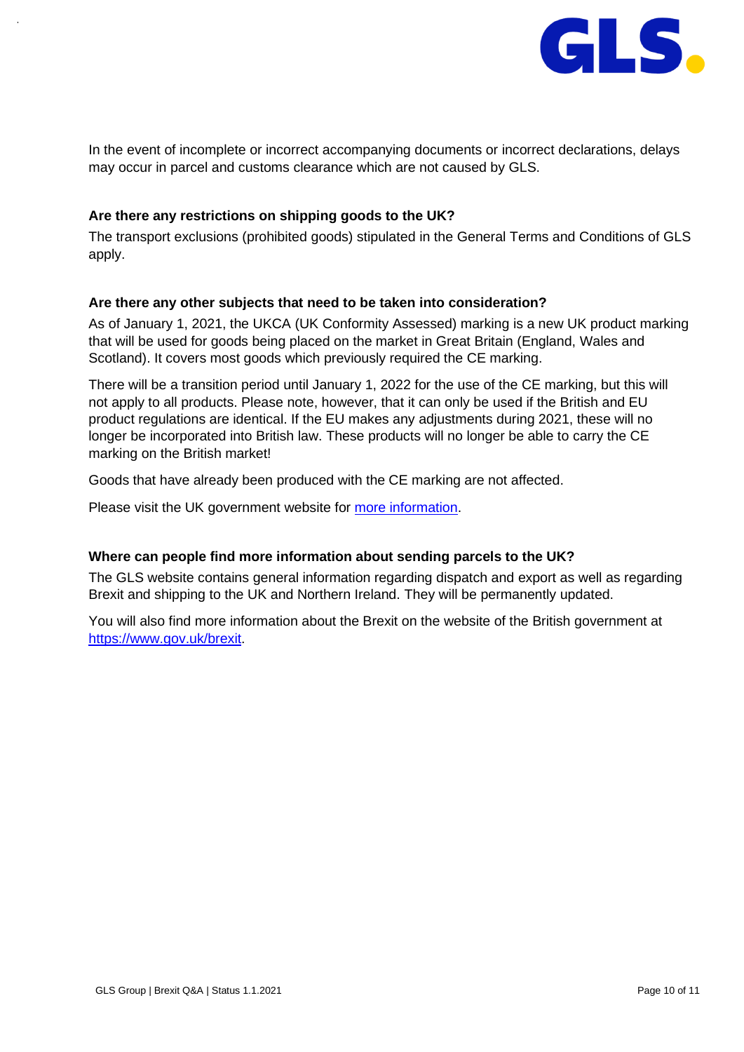In the event of incomplete or incorrect accompanying documents or incorrect declarations, delays may occur in parcel and customs clearance which are not caused by GLS.

**Are there any restrictions on shipping goods to the UK?**

The transport exclusions (prohibited goods) stipulated in the General Terms and Conditions of GLS apply.

**Are there any other subjects that need to be taken into consideration?**

As of January 1, 2021, the UKCA (UK Conformity Assessed) marking is a new UK product marking that will be used for goods being placed on the market in Great Britain (England, Wales and Scotland). It covers most goods which previously required the CE marking.

There will be a transition period until January 1, 2022 for the use of the CE marking, but this will not apply to all products. Please note, however, that it can only be used if the British and EU product regulations are identical. If the EU makes any adjustments during 2021, these will no longer be incorporated into British law. These products will no longer be able to carry the CE marking on the British market!

Goods that have already been produced with the CE marking are not affected.

Please visit the UK government website for more information.

**Where can people find more information about sending parcels to the UK?**

The GLS website contains general information regarding dispatch and export as well as regarding Brexit and shipping to the UK and Northern Ireland. They will be permanently updated.

You will also find more information about the Brexit on the website of the British government at https://www.gov.uk/brexit.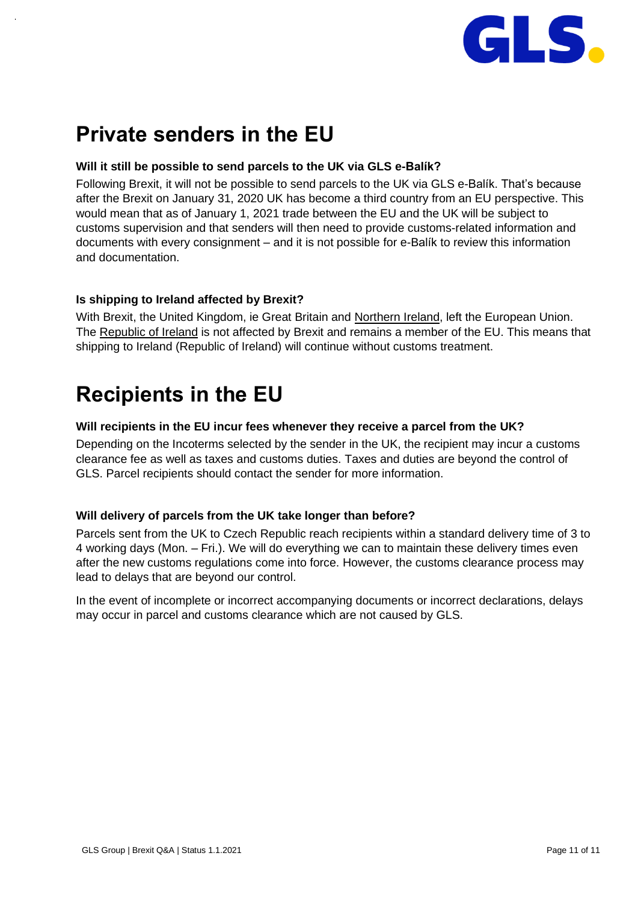## Private senders in the EU

**Will it still be possible to send parcels to the UK via GLS e-Balík?**

Following Brexit, it will not be possible to send parcels to the UK via GLS e-Balík. That's because after the Brexit on January 31, 2020 UK has become a third country from an EU perspective. This would mean that as of January 1, 2021 trade between the EU and the UK will be subject to customs supervision and that senders will then need to provide customs-related information and documents with every consignment – and it is not possible for e-Balík to review this information and documentation.

**Is shipping to Ireland affected by Brexit?**

With Brexit, the United Kingdom, ie Great Britain and Northern Ireland, left the European Union. The Republic of Ireland is not affected by Brexit and remains a member of the EU. This means that shipping to Ireland (Republic of Ireland) will continue without customs treatment.

## Recipients in the EU

**Will recipients in the EU incur fees whenever they receive a parcel from the UK?**

Depending on the Incoterms selected by the sender in the UK, the recipient may incur a customs clearance fee as well as taxes and customs duties. Taxes and duties are beyond the control of GLS. Parcel recipients should contact the sender for more information.

**Will delivery of parcels from the UK take longer than before?**

Parcels sent from the UK to Czech Republic reach recipients within a standard delivery time of 3 to 4 working days (Mon. – Fri.). We will do everything we can to maintain these delivery times even after the new customs regulations come into force. However, the customs clearance process may lead to delays that are beyond our control.

In the event of incomplete or incorrect accompanying documents or incorrect declarations, delays may occur in parcel and customs clearance which are not caused by GLS.